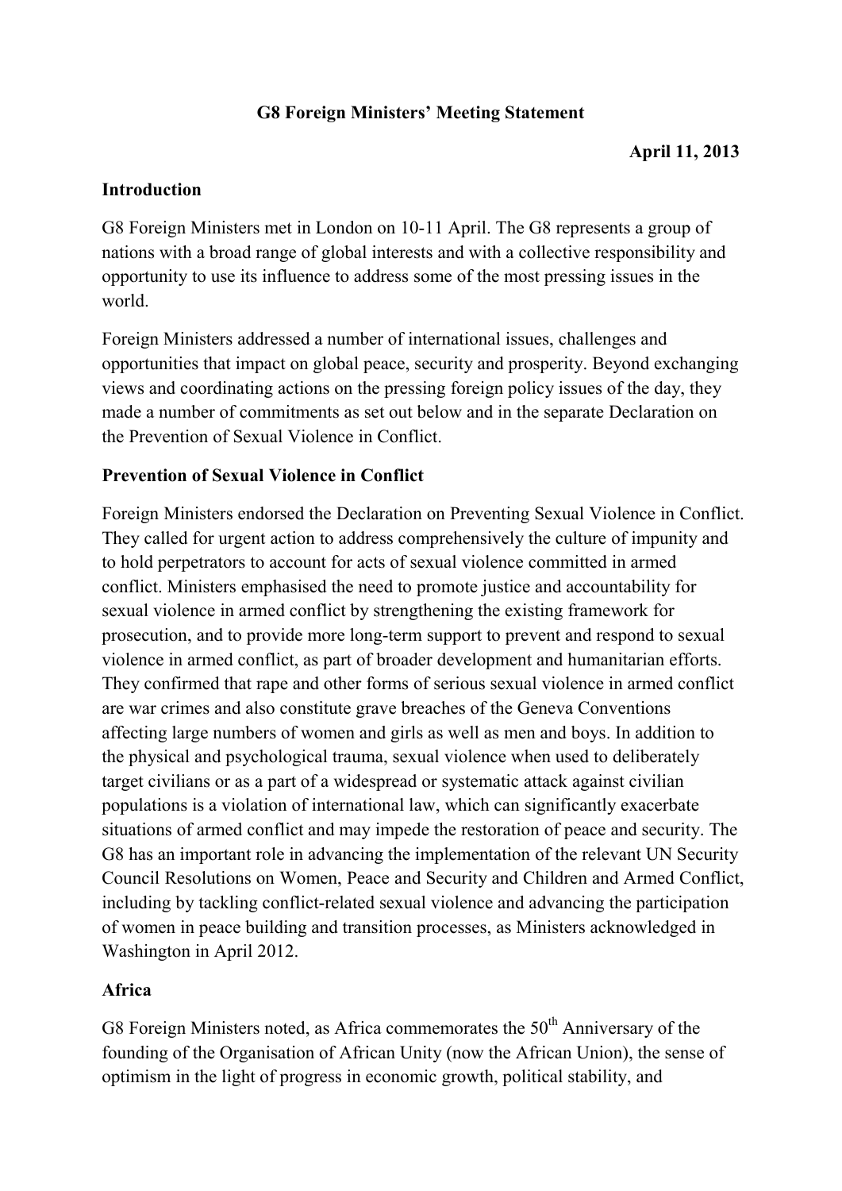# G8 Foreign Ministers' Meeting Statement

**April 11, 2013**

## Introduction

G8 Foreign Ministers met in London on 10-11 April. The G8 represents a group of nations with a broad range of global interests and with a collective responsibility and opportunity to use its influence to address some of the most pressing issues in the world.

Foreign Ministers addressed a number of international issues, challenges and opportunities that impact on global peace, security and prosperity. Beyond exchanging views and coordinating actions on the pressing foreign policy issues of the day, they made a number of commitments as set out below and in the separate Declaration on the Prevention of Sexual Violence in Conflict.

## Prevention of Sexual Violence in Conflict

Foreign Ministers endorsed the Declaration on Preventing Sexual Violence in Conflict. They called for urgent action to address comprehensively the culture of impunity and to hold perpetrators to account for acts of sexual violence committed in armed conflict. Ministers emphasised the need to promote justice and accountability for sexual violence in armed conflict by strengthening the existing framework for prosecution, and to provide more long-term support to prevent and respond to sexual violence in armed conflict, as part of broader development and humanitarian efforts. They confirmed that rape and other forms of serious sexual violence in armed conflict are war crimes and also constitute grave breaches of the Geneva Conventions affecting large numbers of women and girls as well as men and boys. In addition to the physical and psychological trauma, sexual violence when used to deliberately target civilians or as a part of a widespread or systematic attack against civilian populations is a violation of international law, which can significantly exacerbate situations of armed conflict and may impede the restoration of peace and security. The G8 has an important role in advancing the implementation of the relevant UN Security Council Resolutions on Women, Peace and Security and Children and Armed Conflict, including by tackling conflict-related sexual violence and advancing the participation of women in peace building and transition processes, as Ministers acknowledged in Washington in April 2012.

## Africa

G8 Foreign Ministers noted, as Africa commemorates the 50th Anniversary of the founding of the Organisation of African Unity (now the African Union), the sense of optimism in the light of progress in economic growth, political stability, and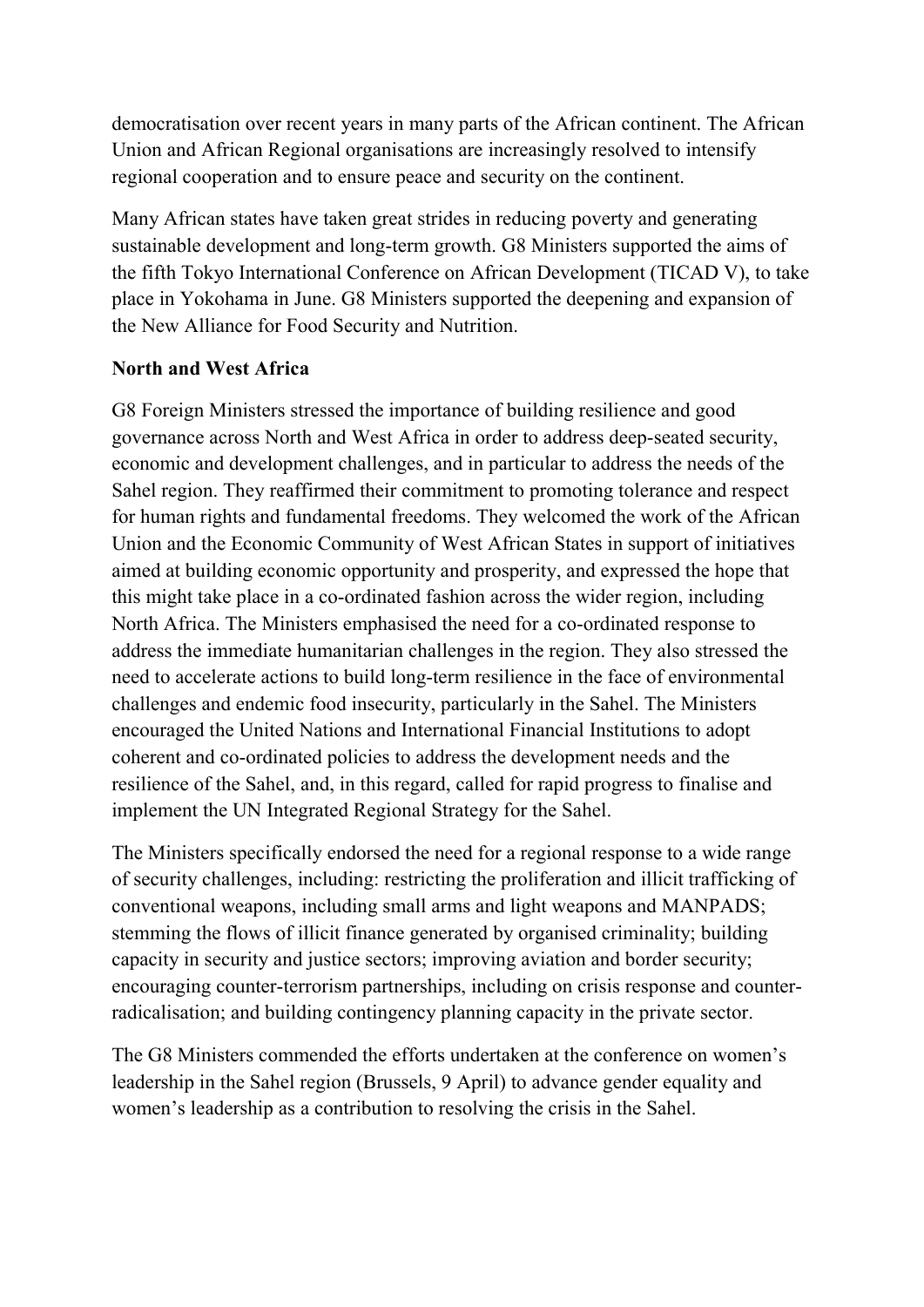democratisation over recent years in many parts of the African continent. The African Union and African Regional organisations are increasingly resolved to intensify regional cooperation and to ensure peace and security on the continent.

Many African states have taken great strides in reducing poverty and generating sustainable development and long-term growth. G8 Ministers supported the aims of the fifth Tokyo International Conference on African Development (TICAD V), to take place in Yokohama in June. G8 Ministers supported the deepening and expansion of the New Alliance for Food Security and Nutrition.

**North and West Africa**

G8 Foreign Ministers stressed the importance of building resilience and good governance across North and West Africa in order to address deep-seated security, economic and development challenges, and in particular to address the needs of the Sahel region. They reaffirmed their commitment to promoting tolerance and respect for human rights and fundamental freedoms. They welcomed the work of the African Union and the Economic Community of West African States in support of initiatives aimed at building economic opportunity and prosperity, and expressed the hope that this might take place in a co-ordinated fashion across the wider region, including North Africa. The Ministers emphasised the need for a co-ordinated response to address the immediate humanitarian challenges in the region. They also stressed the need to accelerate actions to build long-term resilience in the face of environmental challenges and endemic food insecurity, particularly in the Sahel. The Ministers encouraged the United Nations and International Financial Institutions to adopt coherent and co-ordinated policies to address the development needs and the resilience of the Sahel, and, in this regard, called for rapid progress to finalise and implement the UN Integrated Regional Strategy for the Sahel.

The Ministers specifically endorsed the need for a regional response to a wide range of security challenges, including: restricting the proliferation and illicit trafficking of conventional weapons, including small arms and light weapons and MANPADS; stemming the flows of illicit finance generated by organised criminality; building capacity in security and justice sectors; improving aviation and border security; encouraging counter-terrorism partnerships, including on crisis response and counter-radicalisation; and building contingency planning capacity in the private sector.

The G8 Ministers commended the efforts undertaken at the conference on women's leadership in the Sahel region (Brussels, 9 April) to advance gender equality and women's leadership as a contribution to resolving the crisis in the Sahel.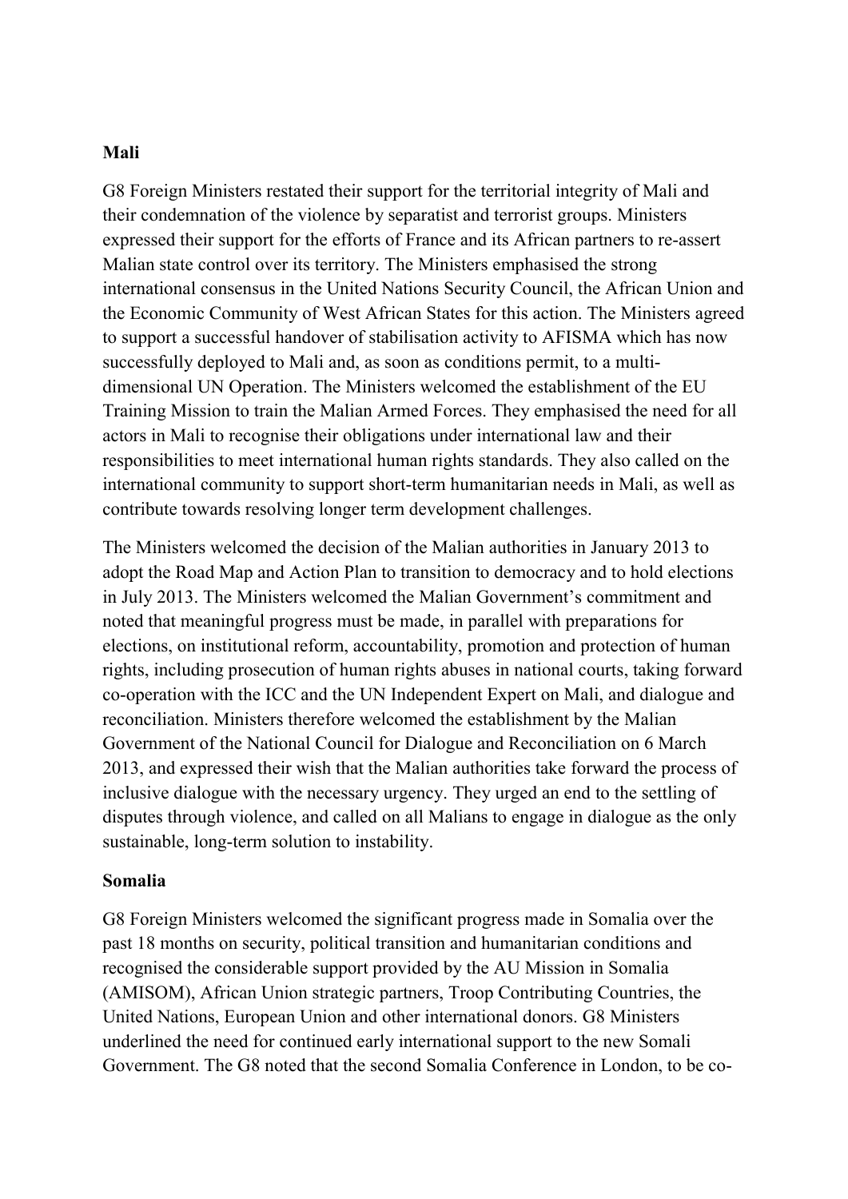**Mali**

G8 Foreign Ministers restated their support for the territorial integrity of Mali and their condemnation of the violence by separatist and terrorist groups. Ministers expressed their support for the efforts of France and its African partners to re-assert Malian state control over its territory. The Ministers emphasised the strong international consensus in the United Nations Security Council, the African Union and the Economic Community of West African States for this action. The Ministers agreed to support a successful handover of stabilisation activity to AFISMA which has now successfully deployed to Mali and, as soon as conditions permit, to a multi-dimensional UN Operation. The Ministers welcomed the establishment of the EU Training Mission to train the Malian Armed Forces. They emphasised the need for all actors in Mali to recognise their obligations under international law and their responsibilities to meet international human rights standards. They also called on the international community to support short-term humanitarian needs in Mali, as well as contribute towards resolving longer term development challenges.

The Ministers welcomed the decision of the Malian authorities in January 2013 to adopt the Road Map and Action Plan to transition to democracy and to hold elections in July 2013. The Ministers welcomed the Malian Government's commitment and noted that meaningful progress must be made, in parallel with preparations for elections, on institutional reform, accountability, promotion and protection of human rights, including prosecution of human rights abuses in national courts, taking forward co-operation with the ICC and the UN Independent Expert on Mali, and dialogue and reconciliation. Ministers therefore welcomed the establishment by the Malian Government of the National Council for Dialogue and Reconciliation on 6 March 2013, and expressed their wish that the Malian authorities take forward the process of inclusive dialogue with the necessary urgency. They urged an end to the settling of disputes through violence, and called on all Malians to engage in dialogue as the only sustainable, long-term solution to instability.

**Somalia**

G8 Foreign Ministers welcomed the significant progress made in Somalia over the past 18 months on security, political transition and humanitarian conditions and recognised the considerable support provided by the AU Mission in Somalia (AMISOM), African Union strategic partners, Troop Contributing Countries, the United Nations, European Union and other international donors. G8 Ministers underlined the need for continued early international support to the new Somali Government. The G8 noted that the second Somalia Conference in London, to be co-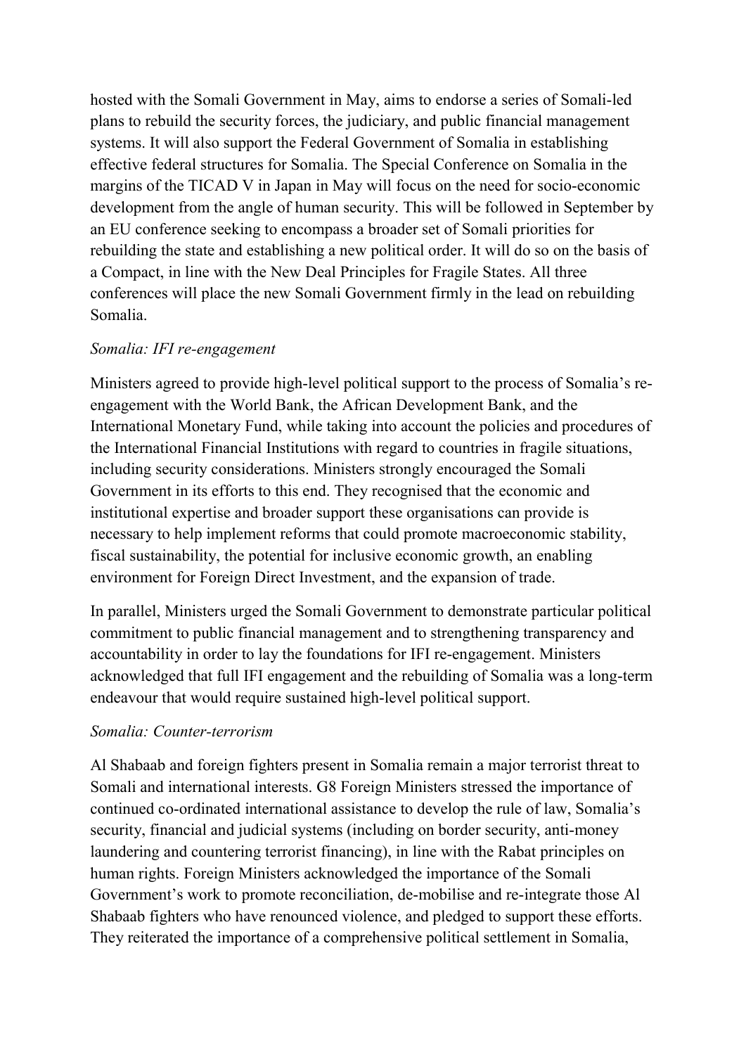hosted with the Somali Government in May, aims to endorse a series of Somali-led plans to rebuild the security forces, the judiciary, and public financial management systems. It will also support the Federal Government of Somalia in establishing effective federal structures for Somalia. The Special Conference on Somalia in the margins of the TICAD V in Japan in May will focus on the need for socio-economic development from the angle of human security. This will be followed in September by an EU conference seeking to encompass a broader set of Somali priorities for rebuilding the state and establishing a new political order. It will do so on the basis of a Compact, in line with the New Deal Principles for Fragile States. All three conferences will place the new Somali Government firmly in the lead on rebuilding Somalia.

*Somalia: IFI re-engagement*

Ministers agreed to provide high-level political support to the process of Somalia's re-engagement with the World Bank, the African Development Bank, and the International Monetary Fund, while taking into account the policies and procedures of the International Financial Institutions with regard to countries in fragile situations, including security considerations. Ministers strongly encouraged the Somali Government in its efforts to this end. They recognised that the economic and institutional expertise and broader support these organisations can provide is necessary to help implement reforms that could promote macroeconomic stability, fiscal sustainability, the potential for inclusive economic growth, an enabling environment for Foreign Direct Investment, and the expansion of trade.

In parallel, Ministers urged the Somali Government to demonstrate particular political commitment to public financial management and to strengthening transparency and accountability in order to lay the foundations for IFI re-engagement. Ministers acknowledged that full IFI engagement and the rebuilding of Somalia was a long-term endeavour that would require sustained high-level political support.

*Somalia: Counter-terrorism*

Al Shabaab and foreign fighters present in Somalia remain a major terrorist threat to Somali and international interests. G8 Foreign Ministers stressed the importance of continued co-ordinated international assistance to develop the rule of law, Somalia's security, financial and judicial systems (including on border security, anti-money laundering and countering terrorist financing), in line with the Rabat principles on human rights. Foreign Ministers acknowledged the importance of the Somali Government's work to promote reconciliation, de-mobilise and re-integrate those Al Shabaab fighters who have renounced violence, and pledged to support these efforts. They reiterated the importance of a comprehensive political settlement in Somalia,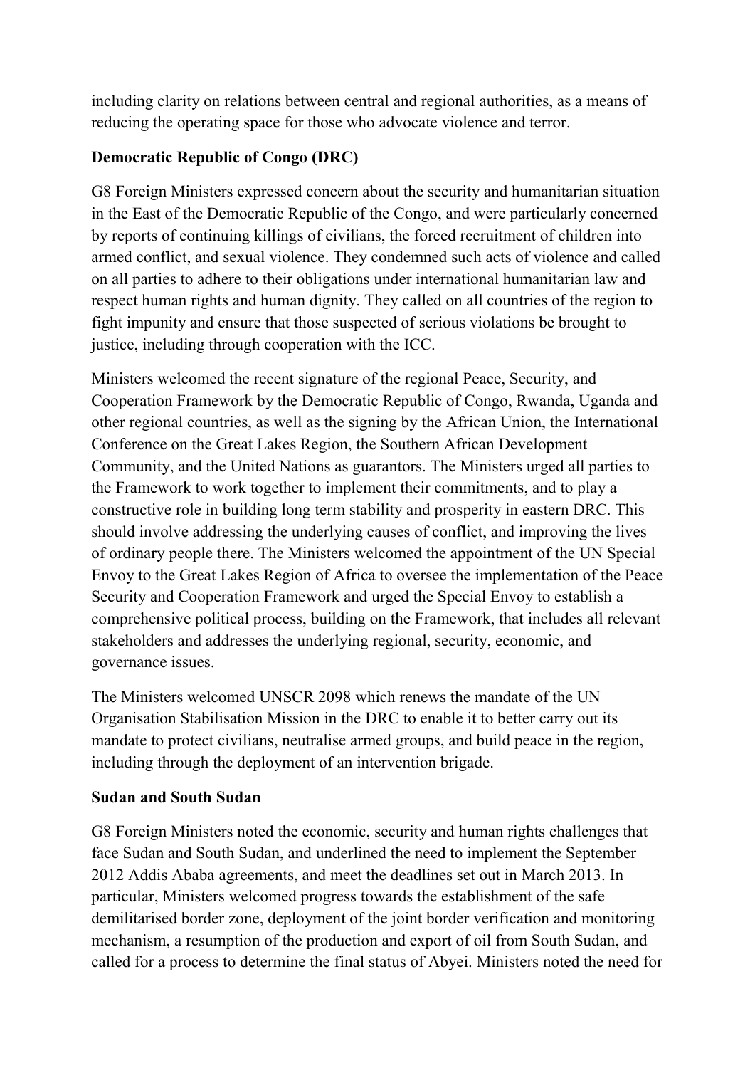including clarity on relations between central and regional authorities, as a means of reducing the operating space for those who advocate violence and terror.

**Democratic Republic of Congo (DRC)**

G8 Foreign Ministers expressed concern about the security and humanitarian situation in the East of the Democratic Republic of the Congo, and were particularly concerned by reports of continuing killings of civilians, the forced recruitment of children into armed conflict, and sexual violence. They condemned such acts of violence and called on all parties to adhere to their obligations under international humanitarian law and respect human rights and human dignity. They called on all countries of the region to fight impunity and ensure that those suspected of serious violations be brought to justice, including through cooperation with the ICC.

Ministers welcomed the recent signature of the regional Peace, Security, and Cooperation Framework by the Democratic Republic of Congo, Rwanda, Uganda and other regional countries, as well as the signing by the African Union, the International Conference on the Great Lakes Region, the Southern African Development Community, and the United Nations as guarantors. The Ministers urged all parties to the Framework to work together to implement their commitments, and to play a constructive role in building long term stability and prosperity in eastern DRC. This should involve addressing the underlying causes of conflict, and improving the lives of ordinary people there. The Ministers welcomed the appointment of the UN Special Envoy to the Great Lakes Region of Africa to oversee the implementation of the Peace Security and Cooperation Framework and urged the Special Envoy to establish a comprehensive political process, building on the Framework, that includes all relevant stakeholders and addresses the underlying regional, security, economic, and governance issues.

The Ministers welcomed UNSCR 2098 which renews the mandate of the UN Organisation Stabilisation Mission in the DRC to enable it to better carry out its mandate to protect civilians, neutralise armed groups, and build peace in the region, including through the deployment of an intervention brigade.

**Sudan and South Sudan**

G8 Foreign Ministers noted the economic, security and human rights challenges that face Sudan and South Sudan, and underlined the need to implement the September 2012 Addis Ababa agreements, and meet the deadlines set out in March 2013. In particular, Ministers welcomed progress towards the establishment of the safe demilitarised border zone, deployment of the joint border verification and monitoring mechanism, a resumption of the production and export of oil from South Sudan, and called for a process to determine the final status of Abyei. Ministers noted the need for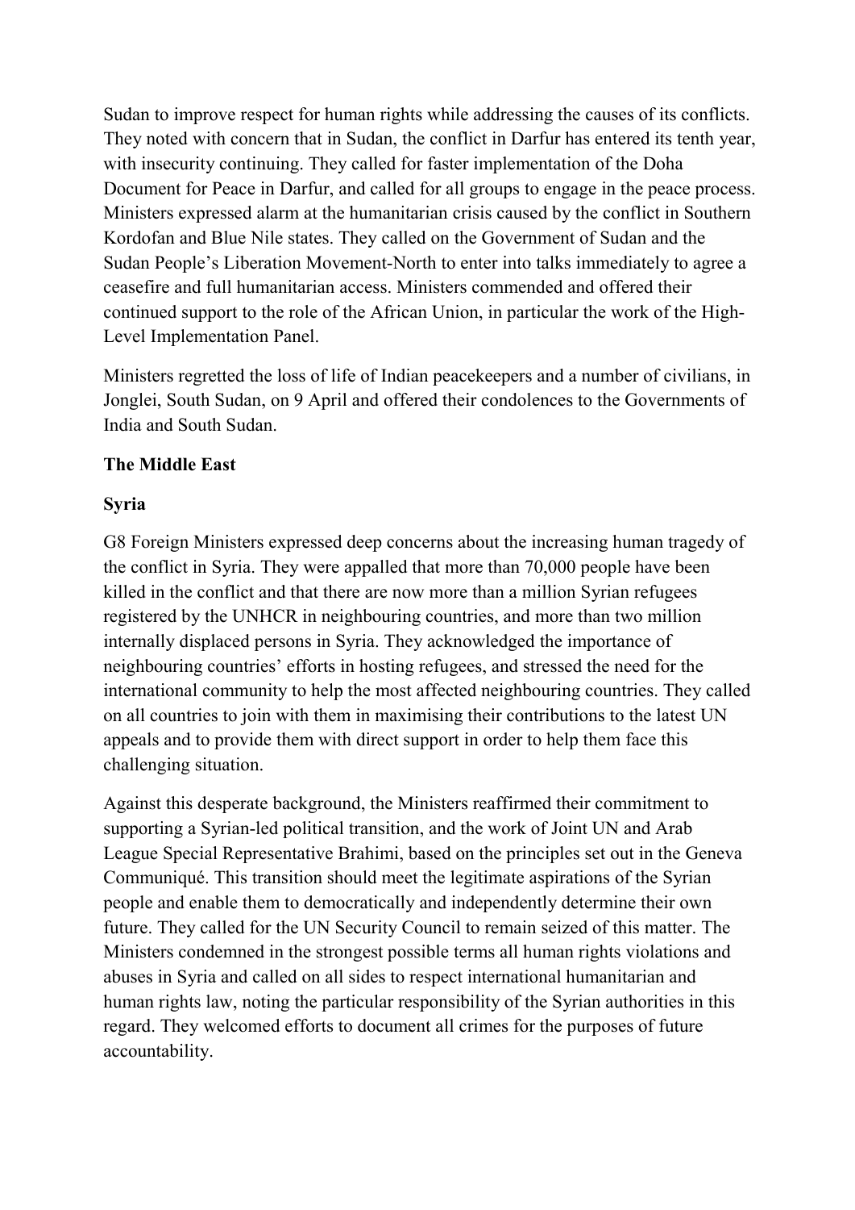Sudan to improve respect for human rights while addressing the causes of its conflicts. They noted with concern that in Sudan, the conflict in Darfur has entered its tenth year, with insecurity continuing. They called for faster implementation of the Doha Document for Peace in Darfur, and called for all groups to engage in the peace process. Ministers expressed alarm at the humanitarian crisis caused by the conflict in Southern Kordofan and Blue Nile states. They called on the Government of Sudan and the Sudan People's Liberation Movement-North to enter into talks immediately to agree a ceasefire and full humanitarian access. Ministers commended and offered their continued support to the role of the African Union, in particular the work of the High-Level Implementation Panel.

Ministers regretted the loss of life of Indian peacekeepers and a number of civilians, in Jonglei, South Sudan, on 9 April and offered their condolences to the Governments of India and South Sudan.

**The Middle East**

**Syria**

G8 Foreign Ministers expressed deep concerns about the increasing human tragedy of the conflict in Syria. They were appalled that more than 70,000 people have been killed in the conflict and that there are now more than a million Syrian refugees registered by the UNHCR in neighbouring countries, and more than two million internally displaced persons in Syria. They acknowledged the importance of neighbouring countries' efforts in hosting refugees, and stressed the need for the international community to help the most affected neighbouring countries. They called on all countries to join with them in maximising their contributions to the latest UN appeals and to provide them with direct support in order to help them face this challenging situation.

Against this desperate background, the Ministers reaffirmed their commitment to supporting a Syrian-led political transition, and the work of Joint UN and Arab League Special Representative Brahimi, based on the principles set out in the Geneva Communiqué. This transition should meet the legitimate aspirations of the Syrian people and enable them to democratically and independently determine their own future. They called for the UN Security Council to remain seized of this matter. The Ministers condemned in the strongest possible terms all human rights violations and abuses in Syria and called on all sides to respect international humanitarian and human rights law, noting the particular responsibility of the Syrian authorities in this regard. They welcomed efforts to document all crimes for the purposes of future accountability.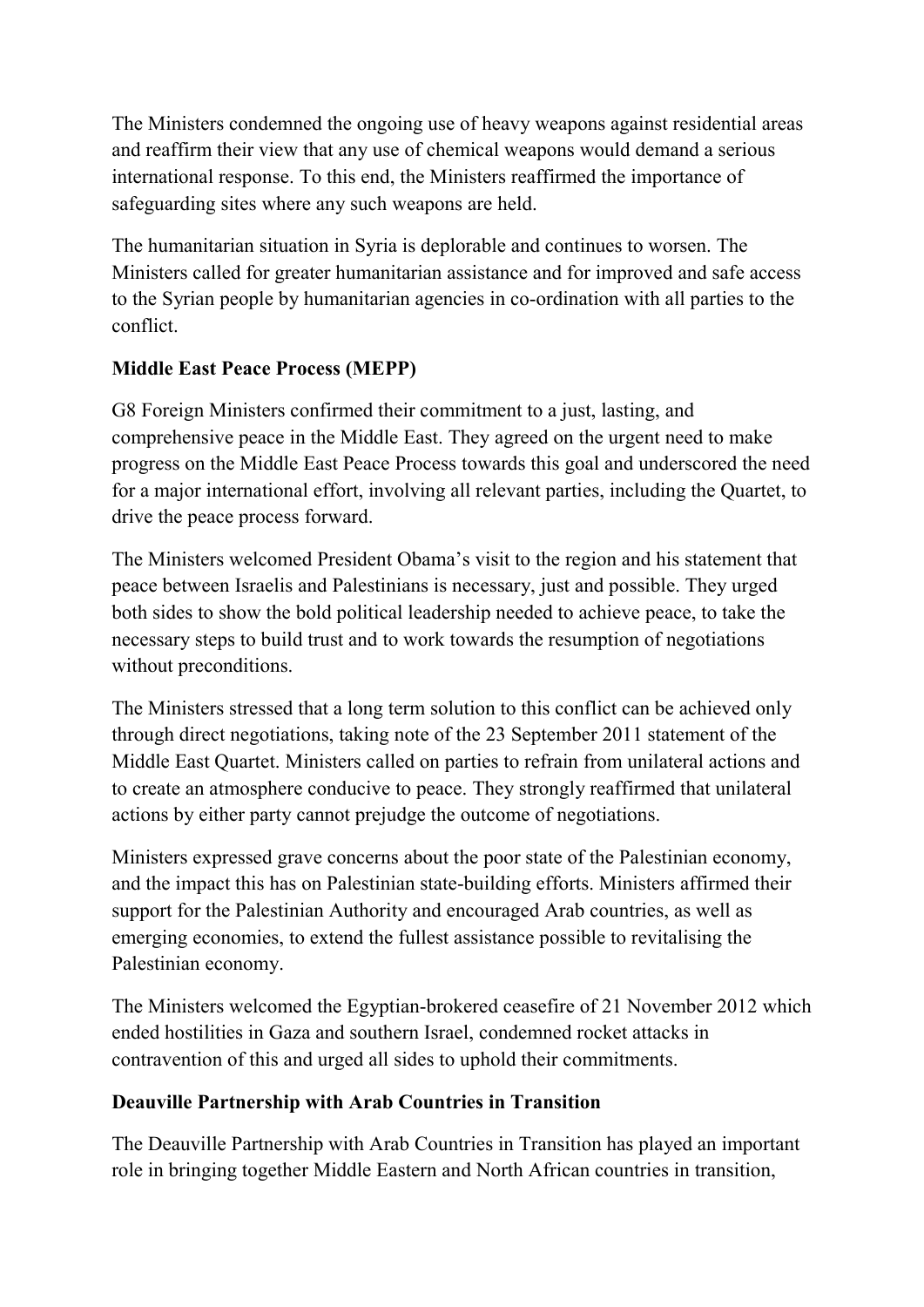The Ministers condemned the ongoing use of heavy weapons against residential areas and reaffirm their view that any use of chemical weapons would demand a serious international response. To this end, the Ministers reaffirmed the importance of safeguarding sites where any such weapons are held.

The humanitarian situation in Syria is deplorable and continues to worsen. The Ministers called for greater humanitarian assistance and for improved and safe access to the Syrian people by humanitarian agencies in co-ordination with all parties to the conflict.

**Middle East Peace Process (MEPP)**

G8 Foreign Ministers confirmed their commitment to a just, lasting, and comprehensive peace in the Middle East. They agreed on the urgent need to make progress on the Middle East Peace Process towards this goal and underscored the need for a major international effort, involving all relevant parties, including the Quartet, to drive the peace process forward.

The Ministers welcomed President Obama's visit to the region and his statement that peace between Israelis and Palestinians is necessary, just and possible. They urged both sides to show the bold political leadership needed to achieve peace, to take the necessary steps to build trust and to work towards the resumption of negotiations without preconditions.

The Ministers stressed that a long term solution to this conflict can be achieved only through direct negotiations, taking note of the 23 September 2011 statement of the Middle East Quartet. Ministers called on parties to refrain from unilateral actions and to create an atmosphere conducive to peace. They strongly reaffirmed that unilateral actions by either party cannot prejudge the outcome of negotiations.

Ministers expressed grave concerns about the poor state of the Palestinian economy, and the impact this has on Palestinian state-building efforts. Ministers affirmed their support for the Palestinian Authority and encouraged Arab countries, as well as emerging economies, to extend the fullest assistance possible to revitalising the Palestinian economy.

The Ministers welcomed the Egyptian-brokered ceasefire of 21 November 2012 which ended hostilities in Gaza and southern Israel, condemned rocket attacks in contravention of this and urged all sides to uphold their commitments.

**Deauville Partnership with Arab Countries in Transition**

The Deauville Partnership with Arab Countries in Transition has played an important role in bringing together Middle Eastern and North African countries in transition,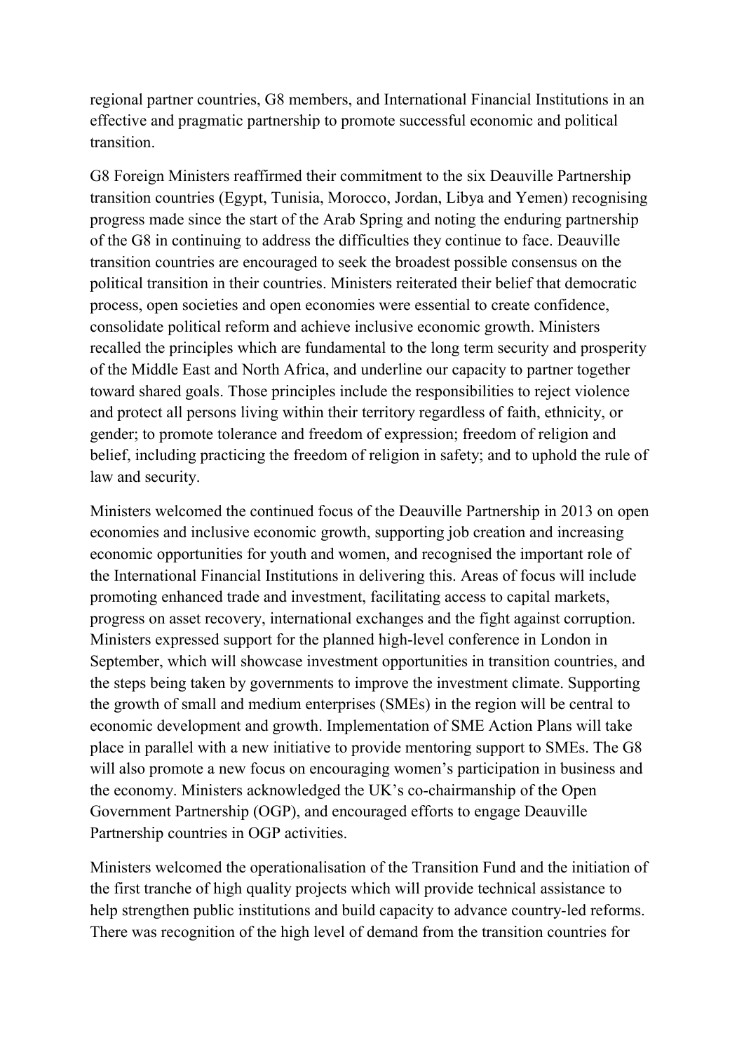regional partner countries, G8 members, and International Financial Institutions in an effective and pragmatic partnership to promote successful economic and political transition.

G8 Foreign Ministers reaffirmed their commitment to the six Deauville Partnership transition countries (Egypt, Tunisia, Morocco, Jordan, Libya and Yemen) recognising progress made since the start of the Arab Spring and noting the enduring partnership of the G8 in continuing to address the difficulties they continue to face. Deauville transition countries are encouraged to seek the broadest possible consensus on the political transition in their countries. Ministers reiterated their belief that democratic process, open societies and open economies were essential to create confidence, consolidate political reform and achieve inclusive economic growth. Ministers recalled the principles which are fundamental to the long term security and prosperity of the Middle East and North Africa, and underline our capacity to partner together toward shared goals. Those principles include the responsibilities to reject violence and protect all persons living within their territory regardless of faith, ethnicity, or gender; to promote tolerance and freedom of expression; freedom of religion and belief, including practicing the freedom of religion in safety; and to uphold the rule of law and security.

Ministers welcomed the continued focus of the Deauville Partnership in 2013 on open economies and inclusive economic growth, supporting job creation and increasing economic opportunities for youth and women, and recognised the important role of the International Financial Institutions in delivering this. Areas of focus will include promoting enhanced trade and investment, facilitating access to capital markets, progress on asset recovery, international exchanges and the fight against corruption. Ministers expressed support for the planned high-level conference in London in September, which will showcase investment opportunities in transition countries, and the steps being taken by governments to improve the investment climate. Supporting the growth of small and medium enterprises (SMEs) in the region will be central to economic development and growth. Implementation of SME Action Plans will take place in parallel with a new initiative to provide mentoring support to SMEs. The G8 will also promote a new focus on encouraging women's participation in business and the economy. Ministers acknowledged the UK's co-chairmanship of the Open Government Partnership (OGP), and encouraged efforts to engage Deauville Partnership countries in OGP activities.

Ministers welcomed the operationalisation of the Transition Fund and the initiation of the first tranche of high quality projects which will provide technical assistance to help strengthen public institutions and build capacity to advance country-led reforms. There was recognition of the high level of demand from the transition countries for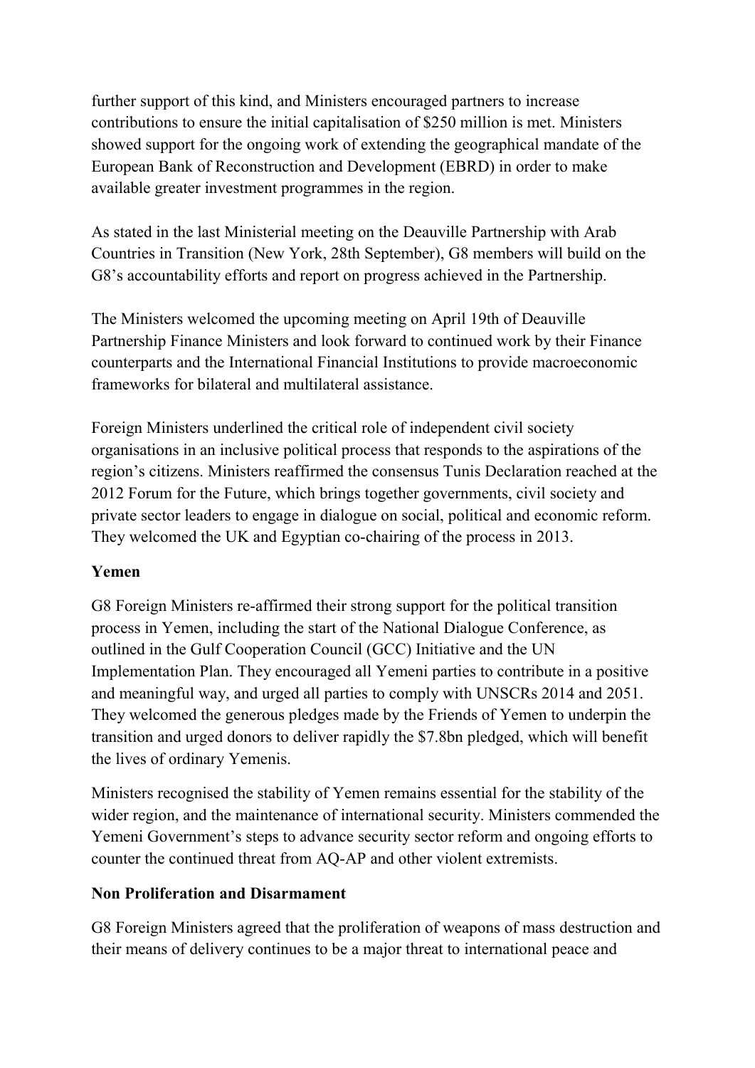further support of this kind, and Ministers encouraged partners to increase contributions to ensure the initial capitalisation of $250 million is met. Ministers showed support for the ongoing work of extending the geographical mandate of the European Bank of Reconstruction and Development (EBRD) in order to make available greater investment programmes in the region.

As stated in the last Ministerial meeting on the Deauville Partnership with Arab Countries in Transition (New York, 28th September), G8 members will build on the G8's accountability efforts and report on progress achieved in the Partnership.

The Ministers welcomed the upcoming meeting on April 19th of Deauville Partnership Finance Ministers and look forward to continued work by their Finance counterparts and the International Financial Institutions to provide macroeconomic frameworks for bilateral and multilateral assistance.

Foreign Ministers underlined the critical role of independent civil society organisations in an inclusive political process that responds to the aspirations of the region's citizens. Ministers reaffirmed the consensus Tunis Declaration reached at the 2012 Forum for the Future, which brings together governments, civil society and private sector leaders to engage in dialogue on social, political and economic reform. They welcomed the UK and Egyptian co-chairing of the process in 2013.

**Yemen**

G8 Foreign Ministers re-affirmed their strong support for the political transition process in Yemen, including the start of the National Dialogue Conference, as outlined in the Gulf Cooperation Council (GCC) Initiative and the UN Implementation Plan. They encouraged all Yemeni parties to contribute in a positive and meaningful way, and urged all parties to comply with UNSCRs 2014 and 2051. They welcomed the generous pledges made by the Friends of Yemen to underpin the transition and urged donors to deliver rapidly the $7.8bn pledged, which will benefit the lives of ordinary Yemenis.

Ministers recognised the stability of Yemen remains essential for the stability of the wider region, and the maintenance of international security. Ministers commended the Yemeni Government's steps to advance security sector reform and ongoing efforts to counter the continued threat from AQ-AP and other violent extremists.

**Non Proliferation and Disarmament**

G8 Foreign Ministers agreed that the proliferation of weapons of mass destruction and their means of delivery continues to be a major threat to international peace and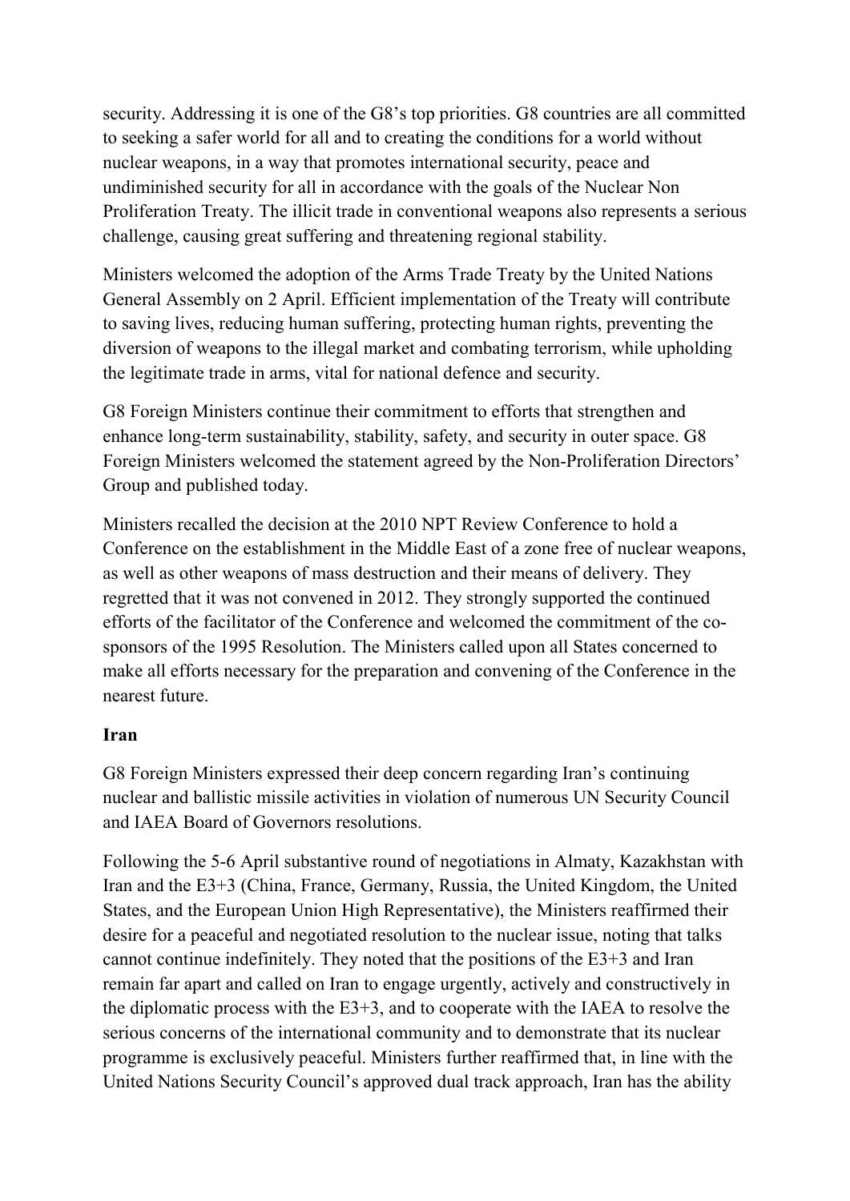security. Addressing it is one of the G8's top priorities. G8 countries are all committed to seeking a safer world for all and to creating the conditions for a world without nuclear weapons, in a way that promotes international security, peace and undiminished security for all in accordance with the goals of the Nuclear Non Proliferation Treaty. The illicit trade in conventional weapons also represents a serious challenge, causing great suffering and threatening regional stability.

Ministers welcomed the adoption of the Arms Trade Treaty by the United Nations General Assembly on 2 April. Efficient implementation of the Treaty will contribute to saving lives, reducing human suffering, protecting human rights, preventing the diversion of weapons to the illegal market and combating terrorism, while upholding the legitimate trade in arms, vital for national defence and security.

G8 Foreign Ministers continue their commitment to efforts that strengthen and enhance long-term sustainability, stability, safety, and security in outer space. G8 Foreign Ministers welcomed the statement agreed by the Non-Proliferation Directors' Group and published today.

Ministers recalled the decision at the 2010 NPT Review Conference to hold a Conference on the establishment in the Middle East of a zone free of nuclear weapons, as well as other weapons of mass destruction and their means of delivery. They regretted that it was not convened in 2012. They strongly supported the continued efforts of the facilitator of the Conference and welcomed the commitment of the co-sponsors of the 1995 Resolution. The Ministers called upon all States concerned to make all efforts necessary for the preparation and convening of the Conference in the nearest future.

**Iran**

G8 Foreign Ministers expressed their deep concern regarding Iran's continuing nuclear and ballistic missile activities in violation of numerous UN Security Council and IAEA Board of Governors resolutions.

Following the 5-6 April substantive round of negotiations in Almaty, Kazakhstan with Iran and the E3+3 (China, France, Germany, Russia, the United Kingdom, the United States, and the European Union High Representative), the Ministers reaffirmed their desire for a peaceful and negotiated resolution to the nuclear issue, noting that talks cannot continue indefinitely. They noted that the positions of the E3+3 and Iran remain far apart and called on Iran to engage urgently, actively and constructively in the diplomatic process with the E3+3, and to cooperate with the IAEA to resolve the serious concerns of the international community and to demonstrate that its nuclear programme is exclusively peaceful. Ministers further reaffirmed that, in line with the United Nations Security Council's approved dual track approach, Iran has the ability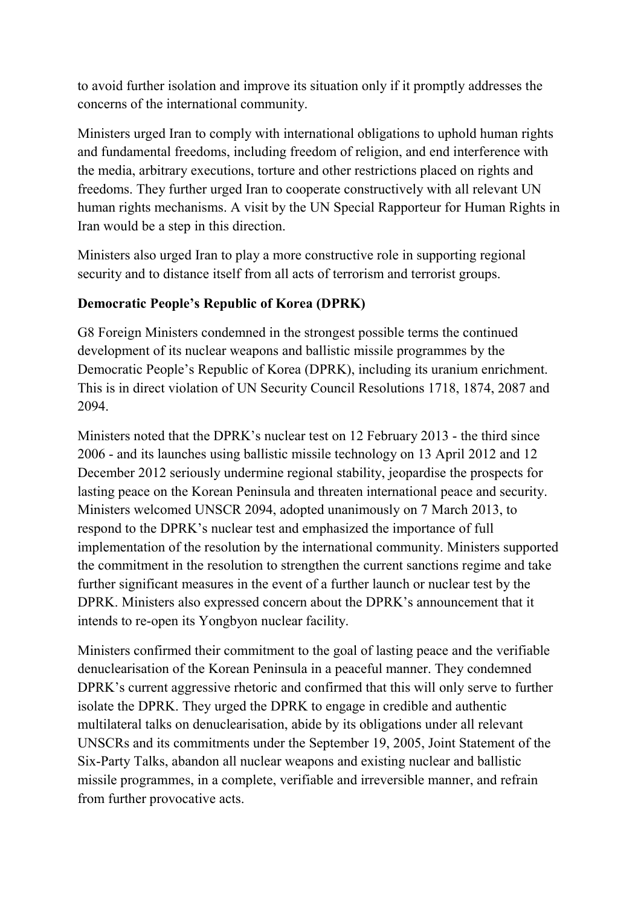to avoid further isolation and improve its situation only if it promptly addresses the concerns of the international community.

Ministers urged Iran to comply with international obligations to uphold human rights and fundamental freedoms, including freedom of religion, and end interference with the media, arbitrary executions, torture and other restrictions placed on rights and freedoms. They further urged Iran to cooperate constructively with all relevant UN human rights mechanisms. A visit by the UN Special Rapporteur for Human Rights in Iran would be a step in this direction.

Ministers also urged Iran to play a more constructive role in supporting regional security and to distance itself from all acts of terrorism and terrorist groups.

**Democratic People's Republic of Korea (DPRK)**

G8 Foreign Ministers condemned in the strongest possible terms the continued development of its nuclear weapons and ballistic missile programmes by the Democratic People's Republic of Korea (DPRK), including its uranium enrichment. This is in direct violation of UN Security Council Resolutions 1718, 1874, 2087 and 2094.

Ministers noted that the DPRK's nuclear test on 12 February 2013 - the third since 2006 - and its launches using ballistic missile technology on 13 April 2012 and 12 December 2012 seriously undermine regional stability, jeopardise the prospects for lasting peace on the Korean Peninsula and threaten international peace and security. Ministers welcomed UNSCR 2094, adopted unanimously on 7 March 2013, to respond to the DPRK's nuclear test and emphasized the importance of full implementation of the resolution by the international community. Ministers supported the commitment in the resolution to strengthen the current sanctions regime and take further significant measures in the event of a further launch or nuclear test by the DPRK. Ministers also expressed concern about the DPRK's announcement that it intends to re-open its Yongbyon nuclear facility.

Ministers confirmed their commitment to the goal of lasting peace and the verifiable denuclearisation of the Korean Peninsula in a peaceful manner. They condemned DPRK's current aggressive rhetoric and confirmed that this will only serve to further isolate the DPRK. They urged the DPRK to engage in credible and authentic multilateral talks on denuclearisation, abide by its obligations under all relevant UNSCRs and its commitments under the September 19, 2005, Joint Statement of the Six-Party Talks, abandon all nuclear weapons and existing nuclear and ballistic missile programmes, in a complete, verifiable and irreversible manner, and refrain from further provocative acts.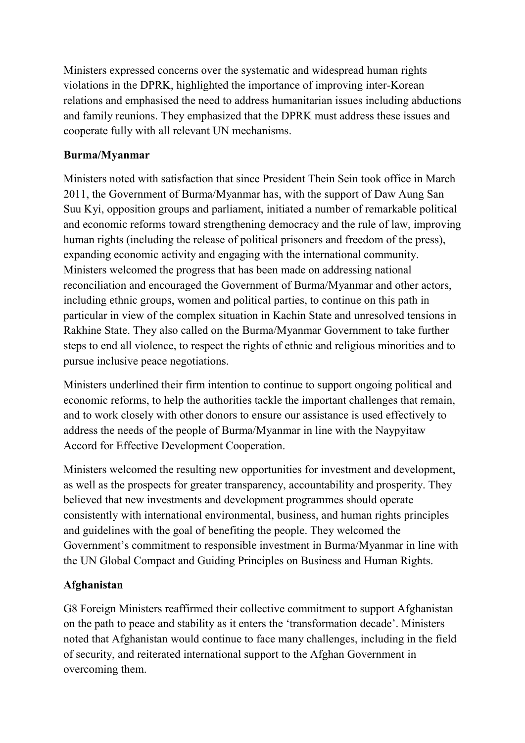Ministers expressed concerns over the systematic and widespread human rights violations in the DPRK, highlighted the importance of improving inter-Korean relations and emphasised the need to address humanitarian issues including abductions and family reunions. They emphasized that the DPRK must address these issues and cooperate fully with all relevant UN mechanisms.

**Burma/Myanmar**

Ministers noted with satisfaction that since President Thein Sein took office in March 2011, the Government of Burma/Myanmar has, with the support of Daw Aung San Suu Kyi, opposition groups and parliament, initiated a number of remarkable political and economic reforms toward strengthening democracy and the rule of law, improving human rights (including the release of political prisoners and freedom of the press), expanding economic activity and engaging with the international community. Ministers welcomed the progress that has been made on addressing national reconciliation and encouraged the Government of Burma/Myanmar and other actors, including ethnic groups, women and political parties, to continue on this path in particular in view of the complex situation in Kachin State and unresolved tensions in Rakhine State. They also called on the Burma/Myanmar Government to take further steps to end all violence, to respect the rights of ethnic and religious minorities and to pursue inclusive peace negotiations.

Ministers underlined their firm intention to continue to support ongoing political and economic reforms, to help the authorities tackle the important challenges that remain, and to work closely with other donors to ensure our assistance is used effectively to address the needs of the people of Burma/Myanmar in line with the Naypyitaw Accord for Effective Development Cooperation.

Ministers welcomed the resulting new opportunities for investment and development, as well as the prospects for greater transparency, accountability and prosperity. They believed that new investments and development programmes should operate consistently with international environmental, business, and human rights principles and guidelines with the goal of benefiting the people. They welcomed the Government's commitment to responsible investment in Burma/Myanmar in line with the UN Global Compact and Guiding Principles on Business and Human Rights.

**Afghanistan**

G8 Foreign Ministers reaffirmed their collective commitment to support Afghanistan on the path to peace and stability as it enters the 'transformation decade'. Ministers noted that Afghanistan would continue to face many challenges, including in the field of security, and reiterated international support to the Afghan Government in overcoming them.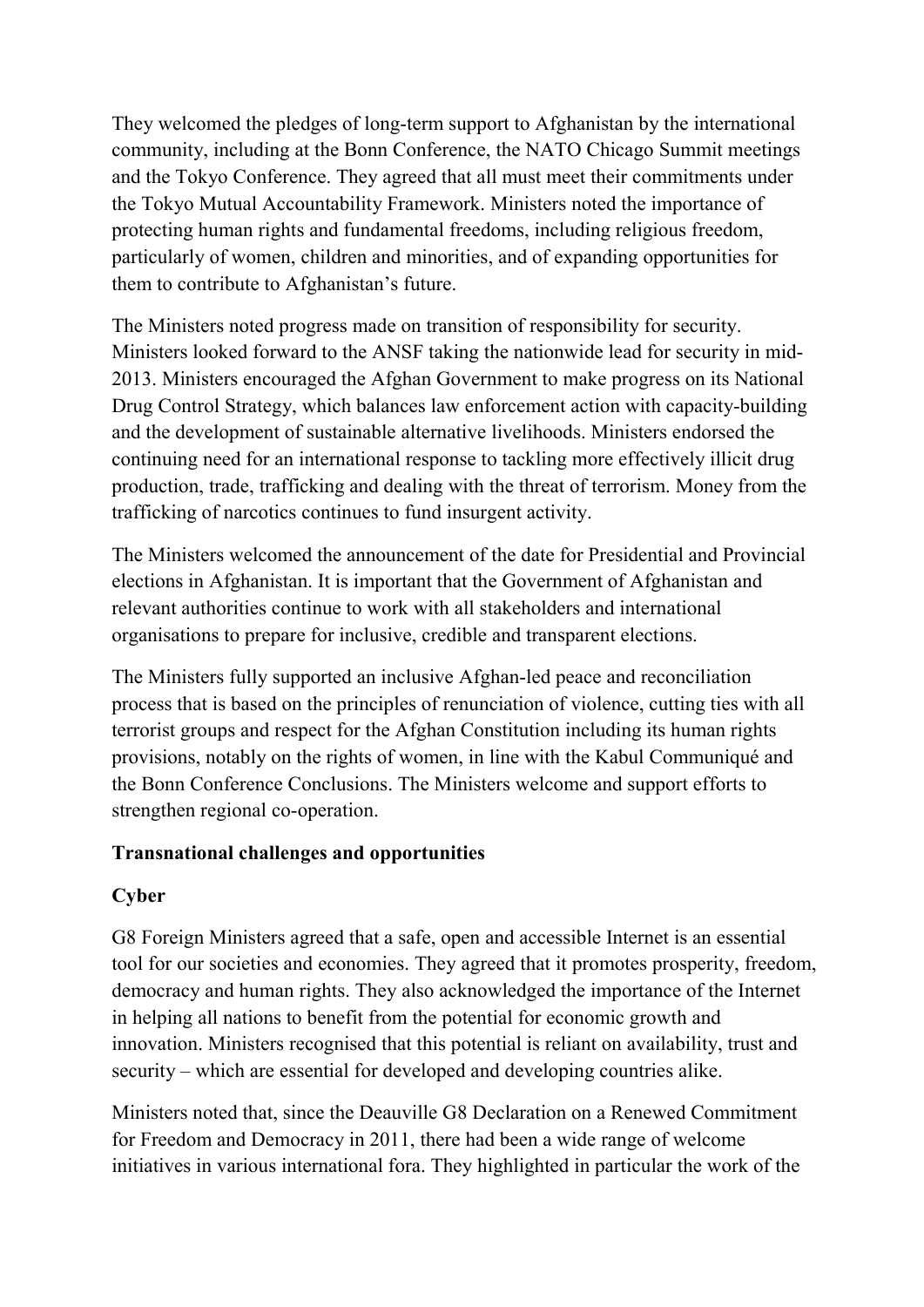They welcomed the pledges of long-term support to Afghanistan by the international community, including at the Bonn Conference, the NATO Chicago Summit meetings and the Tokyo Conference. They agreed that all must meet their commitments under the Tokyo Mutual Accountability Framework. Ministers noted the importance of protecting human rights and fundamental freedoms, including religious freedom, particularly of women, children and minorities, and of expanding opportunities for them to contribute to Afghanistan's future.

The Ministers noted progress made on transition of responsibility for security. Ministers looked forward to the ANSF taking the nationwide lead for security in mid-2013. Ministers encouraged the Afghan Government to make progress on its National Drug Control Strategy, which balances law enforcement action with capacity-building and the development of sustainable alternative livelihoods. Ministers endorsed the continuing need for an international response to tackling more effectively illicit drug production, trade, trafficking and dealing with the threat of terrorism. Money from the trafficking of narcotics continues to fund insurgent activity.

The Ministers welcomed the announcement of the date for Presidential and Provincial elections in Afghanistan. It is important that the Government of Afghanistan and relevant authorities continue to work with all stakeholders and international organisations to prepare for inclusive, credible and transparent elections.

The Ministers fully supported an inclusive Afghan-led peace and reconciliation process that is based on the principles of renunciation of violence, cutting ties with all terrorist groups and respect for the Afghan Constitution including its human rights provisions, notably on the rights of women, in line with the Kabul Communiqué and the Bonn Conference Conclusions. The Ministers welcome and support efforts to strengthen regional co-operation.

## Transnational challenges and opportunities

### Cyber

G8 Foreign Ministers agreed that a safe, open and accessible Internet is an essential tool for our societies and economies. They agreed that it promotes prosperity, freedom, democracy and human rights. They also acknowledged the importance of the Internet in helping all nations to benefit from the potential for economic growth and innovation. Ministers recognised that this potential is reliant on availability, trust and security – which are essential for developed and developing countries alike.

Ministers noted that, since the Deauville G8 Declaration on a Renewed Commitment for Freedom and Democracy in 2011, there had been a wide range of welcome initiatives in various international fora. They highlighted in particular the work of the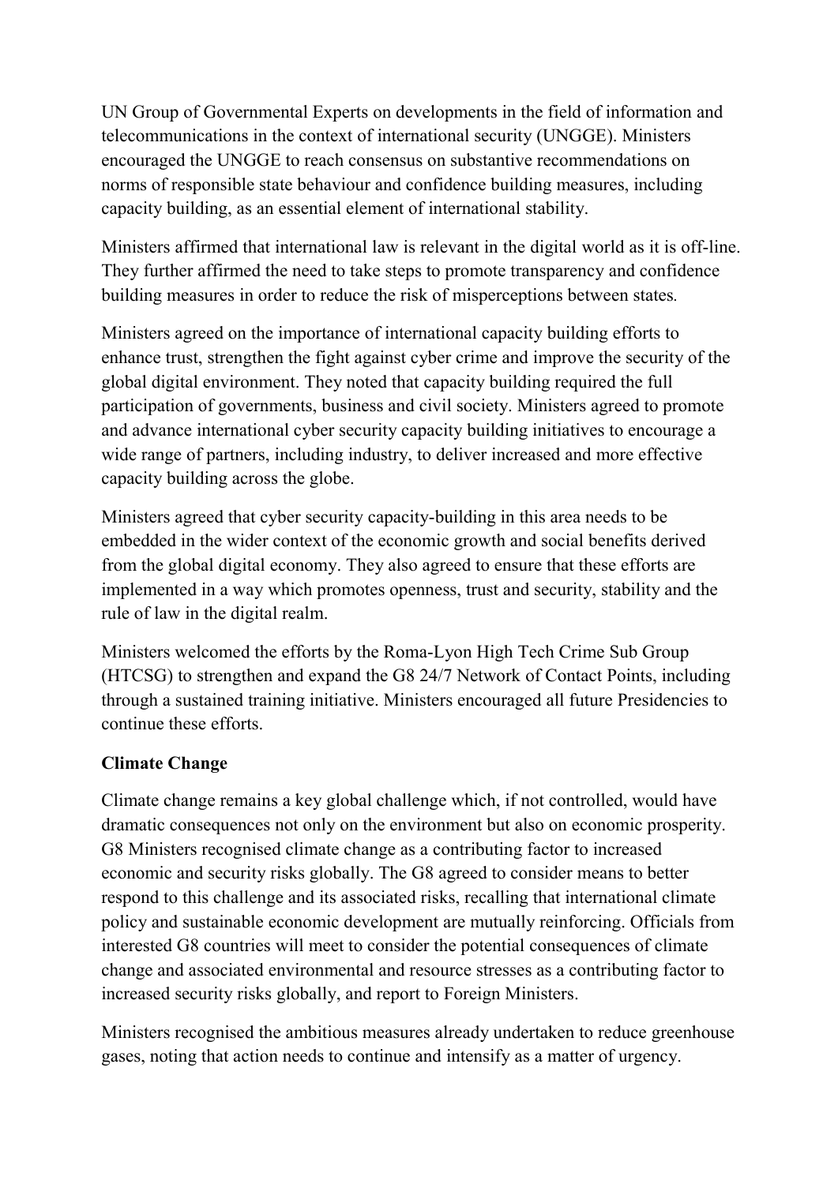UN Group of Governmental Experts on developments in the field of information and telecommunications in the context of international security (UNGGE). Ministers encouraged the UNGGE to reach consensus on substantive recommendations on norms of responsible state behaviour and confidence building measures, including capacity building, as an essential element of international stability.

Ministers affirmed that international law is relevant in the digital world as it is off-line. They further affirmed the need to take steps to promote transparency and confidence building measures in order to reduce the risk of misperceptions between states.

Ministers agreed on the importance of international capacity building efforts to enhance trust, strengthen the fight against cyber crime and improve the security of the global digital environment. They noted that capacity building required the full participation of governments, business and civil society. Ministers agreed to promote and advance international cyber security capacity building initiatives to encourage a wide range of partners, including industry, to deliver increased and more effective capacity building across the globe.

Ministers agreed that cyber security capacity-building in this area needs to be embedded in the wider context of the economic growth and social benefits derived from the global digital economy. They also agreed to ensure that these efforts are implemented in a way which promotes openness, trust and security, stability and the rule of law in the digital realm.

Ministers welcomed the efforts by the Roma-Lyon High Tech Crime Sub Group (HTCSG) to strengthen and expand the G8 24/7 Network of Contact Points, including through a sustained training initiative. Ministers encouraged all future Presidencies to continue these efforts.

**Climate Change**

Climate change remains a key global challenge which, if not controlled, would have dramatic consequences not only on the environment but also on economic prosperity. G8 Ministers recognised climate change as a contributing factor to increased economic and security risks globally. The G8 agreed to consider means to better respond to this challenge and its associated risks, recalling that international climate policy and sustainable economic development are mutually reinforcing. Officials from interested G8 countries will meet to consider the potential consequences of climate change and associated environmental and resource stresses as a contributing factor to increased security risks globally, and report to Foreign Ministers.

Ministers recognised the ambitious measures already undertaken to reduce greenhouse gases, noting that action needs to continue and intensify as a matter of urgency.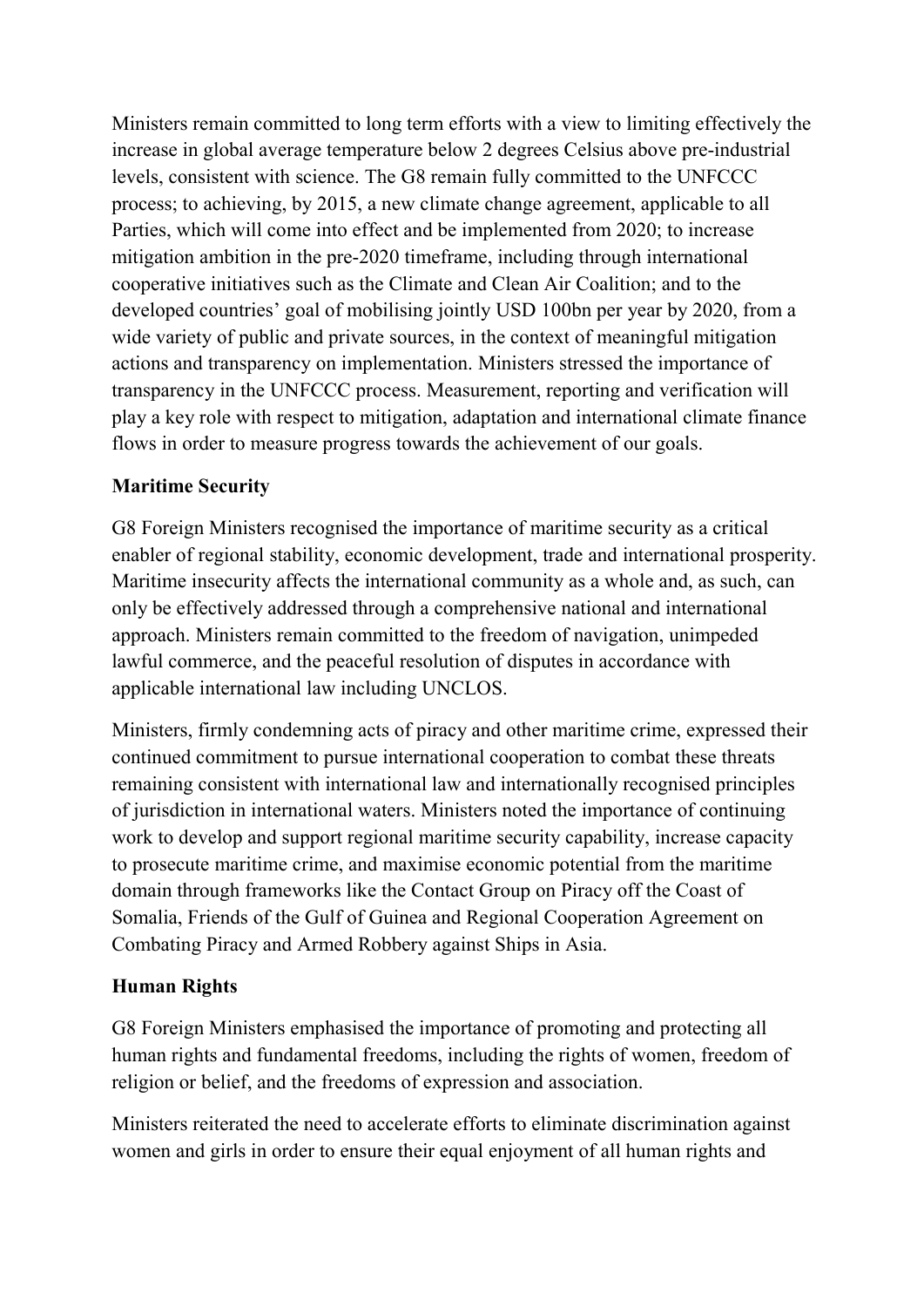Ministers remain committed to long term efforts with a view to limiting effectively the increase in global average temperature below 2 degrees Celsius above pre-industrial levels, consistent with science. The G8 remain fully committed to the UNFCCC process; to achieving, by 2015, a new climate change agreement, applicable to all Parties, which will come into effect and be implemented from 2020; to increase mitigation ambition in the pre-2020 timeframe, including through international cooperative initiatives such as the Climate and Clean Air Coalition; and to the developed countries' goal of mobilising jointly USD 100bn per year by 2020, from a wide variety of public and private sources, in the context of meaningful mitigation actions and transparency on implementation. Ministers stressed the importance of transparency in the UNFCCC process. Measurement, reporting and verification will play a key role with respect to mitigation, adaptation and international climate finance flows in order to measure progress towards the achievement of our goals.

**Maritime Security**

G8 Foreign Ministers recognised the importance of maritime security as a critical enabler of regional stability, economic development, trade and international prosperity. Maritime insecurity affects the international community as a whole and, as such, can only be effectively addressed through a comprehensive national and international approach. Ministers remain committed to the freedom of navigation, unimpeded lawful commerce, and the peaceful resolution of disputes in accordance with applicable international law including UNCLOS.

Ministers, firmly condemning acts of piracy and other maritime crime, expressed their continued commitment to pursue international cooperation to combat these threats remaining consistent with international law and internationally recognised principles of jurisdiction in international waters. Ministers noted the importance of continuing work to develop and support regional maritime security capability, increase capacity to prosecute maritime crime, and maximise economic potential from the maritime domain through frameworks like the Contact Group on Piracy off the Coast of Somalia, Friends of the Gulf of Guinea and Regional Cooperation Agreement on Combating Piracy and Armed Robbery against Ships in Asia.

**Human Rights**

G8 Foreign Ministers emphasised the importance of promoting and protecting all human rights and fundamental freedoms, including the rights of women, freedom of religion or belief, and the freedoms of expression and association.

Ministers reiterated the need to accelerate efforts to eliminate discrimination against women and girls in order to ensure their equal enjoyment of all human rights and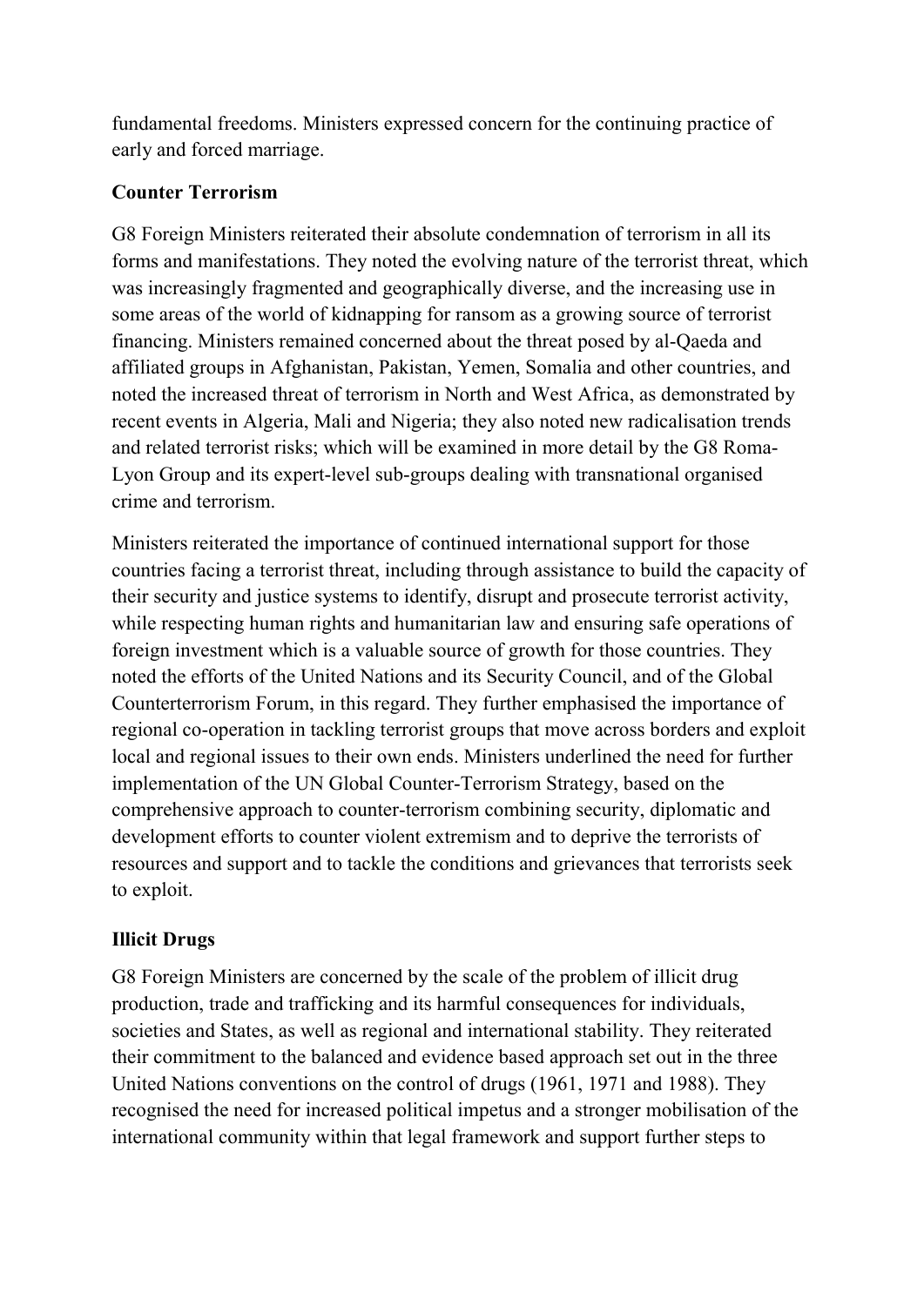fundamental freedoms. Ministers expressed concern for the continuing practice of early and forced marriage.

**Counter Terrorism**

G8 Foreign Ministers reiterated their absolute condemnation of terrorism in all its forms and manifestations. They noted the evolving nature of the terrorist threat, which was increasingly fragmented and geographically diverse, and the increasing use in some areas of the world of kidnapping for ransom as a growing source of terrorist financing. Ministers remained concerned about the threat posed by al-Qaeda and affiliated groups in Afghanistan, Pakistan, Yemen, Somalia and other countries, and noted the increased threat of terrorism in North and West Africa, as demonstrated by recent events in Algeria, Mali and Nigeria; they also noted new radicalisation trends and related terrorist risks; which will be examined in more detail by the G8 Roma-Lyon Group and its expert-level sub-groups dealing with transnational organised crime and terrorism.

Ministers reiterated the importance of continued international support for those countries facing a terrorist threat, including through assistance to build the capacity of their security and justice systems to identify, disrupt and prosecute terrorist activity, while respecting human rights and humanitarian law and ensuring safe operations of foreign investment which is a valuable source of growth for those countries. They noted the efforts of the United Nations and its Security Council, and of the Global Counterterrorism Forum, in this regard. They further emphasised the importance of regional co-operation in tackling terrorist groups that move across borders and exploit local and regional issues to their own ends. Ministers underlined the need for further implementation of the UN Global Counter-Terrorism Strategy, based on the comprehensive approach to counter-terrorism combining security, diplomatic and development efforts to counter violent extremism and to deprive the terrorists of resources and support and to tackle the conditions and grievances that terrorists seek to exploit.

**Illicit Drugs**

G8 Foreign Ministers are concerned by the scale of the problem of illicit drug production, trade and trafficking and its harmful consequences for individuals, societies and States, as well as regional and international stability. They reiterated their commitment to the balanced and evidence based approach set out in the three United Nations conventions on the control of drugs (1961, 1971 and 1988). They recognised the need for increased political impetus and a stronger mobilisation of the international community within that legal framework and support further steps to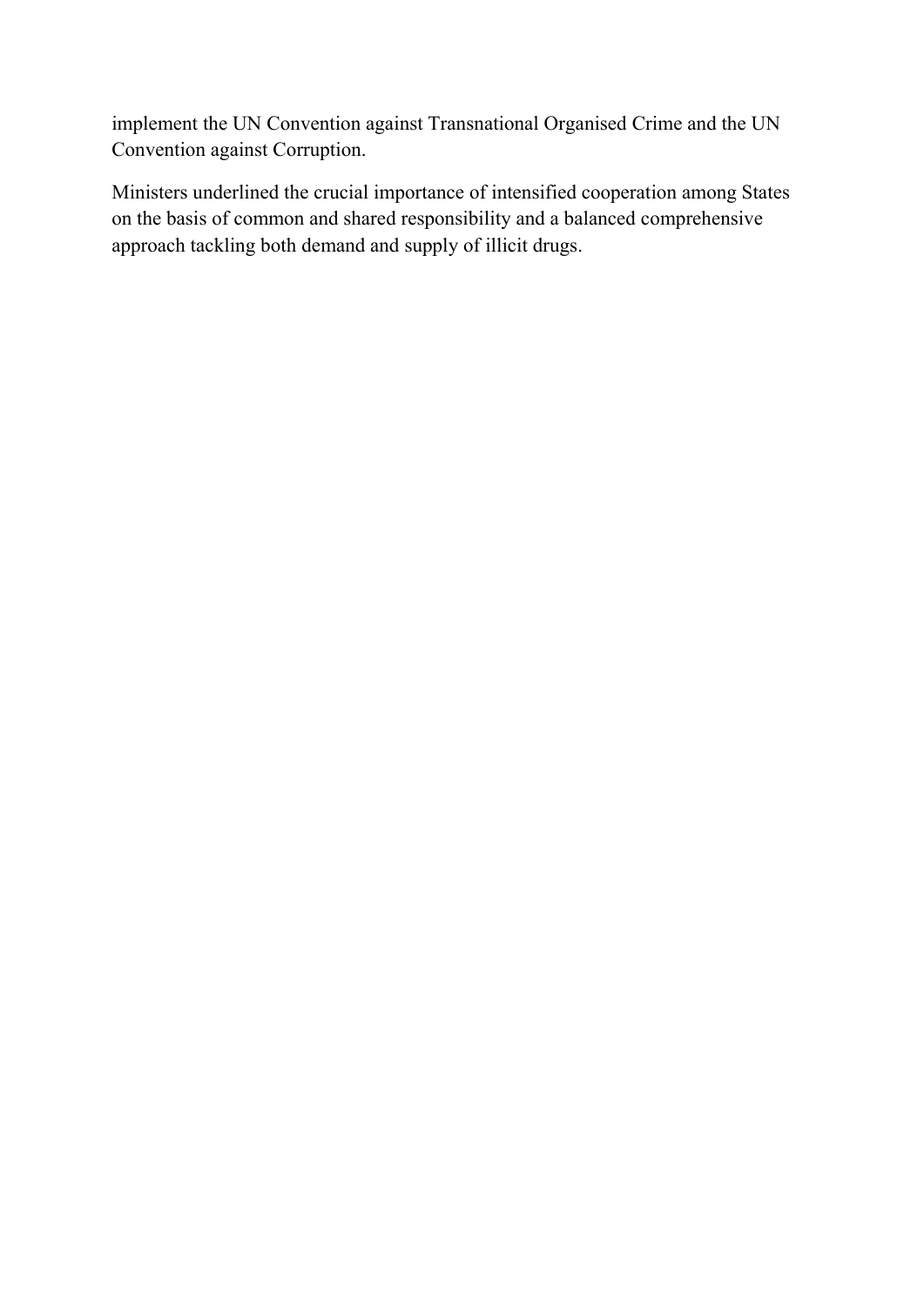implement the UN Convention against Transnational Organised Crime and the UN Convention against Corruption.

Ministers underlined the crucial importance of intensified cooperation among States on the basis of common and shared responsibility and a balanced comprehensive approach tackling both demand and supply of illicit drugs.